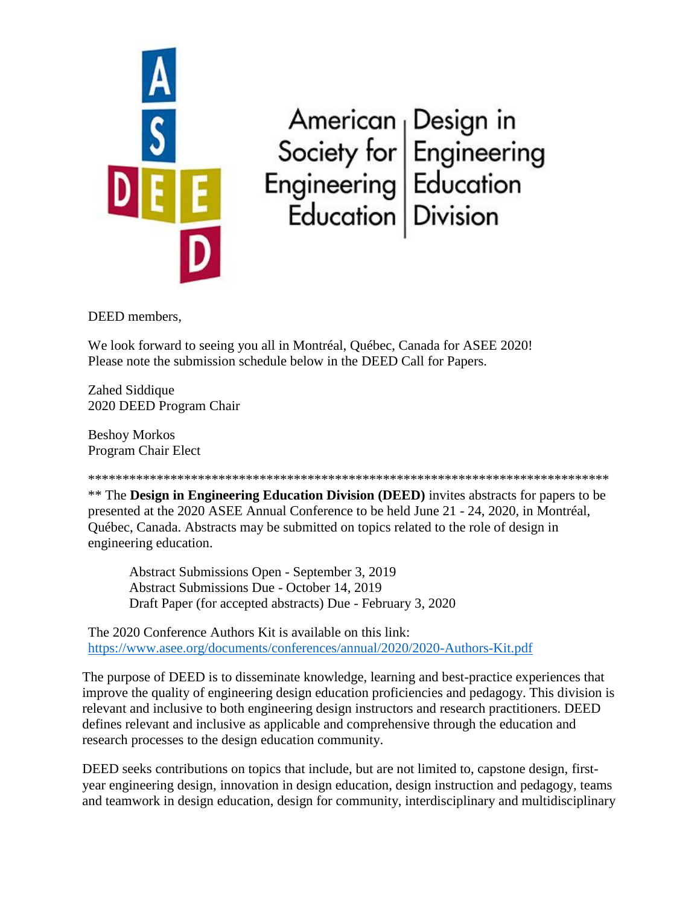American Society for Engineering Education | Design in Engineering Education Division

DEED members,

We look forward to seeing you all in Montréal, Québec, Canada for ASEE 2020!
Please note the submission schedule below in the DEED Call for Papers.

Zahed Siddique
2020 DEED Program Chair

Beshoy Morkos
Program Chair Elect

*******************************************************************************
** The **Design in Engineering Education Division (DEED)** invites abstracts for papers to be presented at the 2020 ASEE Annual Conference to be held June 21 - 24, 2020, in Montréal, Québec, Canada. Abstracts may be submitted on topics related to the role of design in engineering education.

> Abstract Submissions Open - September 3, 2019
> Abstract Submissions Due - October 14, 2019
> Draft Paper (for accepted abstracts) Due - February 3, 2020

The 2020 Conference Authors Kit is available on this link:
[https://www.asee.org/documents/conferences/annual/2020/2020-Authors-Kit.pdf](https://www.asee.org/documents/conferences/annual/2020/2020-Authors-Kit.pdf)

The purpose of DEED is to disseminate knowledge, learning and best-practice experiences that improve the quality of engineering design education proficiencies and pedagogy. This division is relevant and inclusive to both engineering design instructors and research practitioners. DEED defines relevant and inclusive as applicable and comprehensive through the education and research processes to the design education community.

DEED seeks contributions on topics that include, but are not limited to, capstone design, first-year engineering design, innovation in design education, design instruction and pedagogy, teams and teamwork in design education, design for community, interdisciplinary and multidisciplinary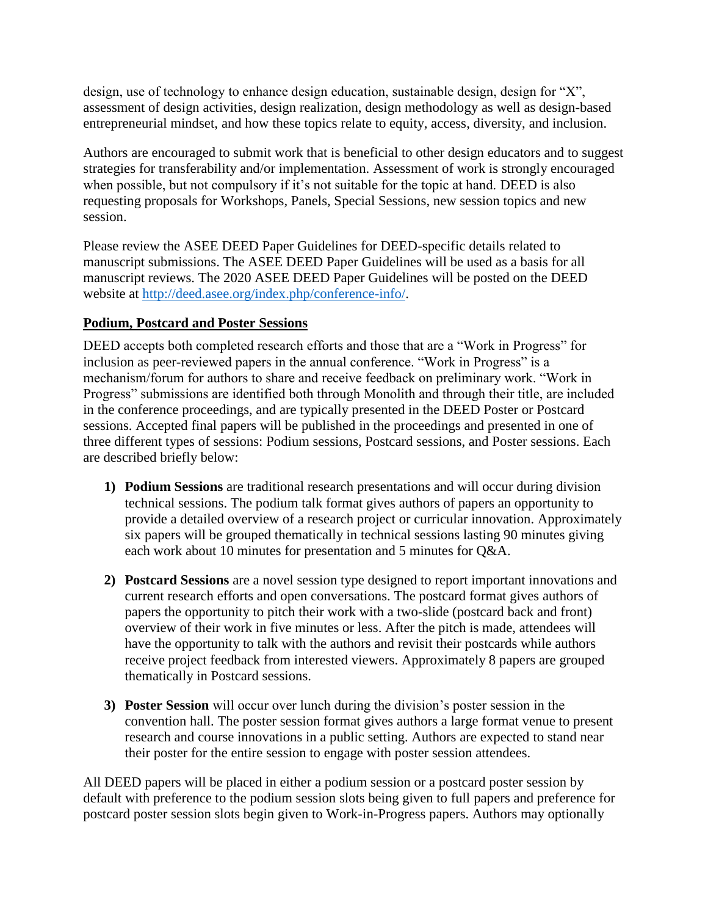design, use of technology to enhance design education, sustainable design, design for "X", assessment of design activities, design realization, design methodology as well as design-based entrepreneurial mindset, and how these topics relate to equity, access, diversity, and inclusion.

Authors are encouraged to submit work that is beneficial to other design educators and to suggest strategies for transferability and/or implementation. Assessment of work is strongly encouraged when possible, but not compulsory if it's not suitable for the topic at hand. DEED is also requesting proposals for Workshops, Panels, Special Sessions, new session topics and new session.

Please review the ASEE DEED Paper Guidelines for DEED-specific details related to manuscript submissions. The ASEE DEED Paper Guidelines will be used as a basis for all manuscript reviews. The 2020 ASEE DEED Paper Guidelines will be posted on the DEED website at [http://deed.asee.org/index.php/conference-info/](http://deed.asee.org/index.php/conference-info/).

## Podium, Postcard and Poster Sessions

DEED accepts both completed research efforts and those that are a "Work in Progress" for inclusion as peer-reviewed papers in the annual conference. "Work in Progress" is a mechanism/forum for authors to share and receive feedback on preliminary work. "Work in Progress" submissions are identified both through Monolith and through their title, are included in the conference proceedings, and are typically presented in the DEED Poster or Postcard sessions. Accepted final papers will be published in the proceedings and presented in one of three different types of sessions: Podium sessions, Postcard sessions, and Poster sessions. Each are described briefly below:

1) **Podium Sessions** are traditional research presentations and will occur during division technical sessions. The podium talk format gives authors of papers an opportunity to provide a detailed overview of a research project or curricular innovation. Approximately six papers will be grouped thematically in technical sessions lasting 90 minutes giving each work about 10 minutes for presentation and 5 minutes for Q&A.

2) **Postcard Sessions** are a novel session type designed to report important innovations and current research efforts and open conversations. The postcard format gives authors of papers the opportunity to pitch their work with a two-slide (postcard back and front) overview of their work in five minutes or less. After the pitch is made, attendees will have the opportunity to talk with the authors and revisit their postcards while authors receive project feedback from interested viewers. Approximately 8 papers are grouped thematically in Postcard sessions.

3) **Poster Session** will occur over lunch during the division's poster session in the convention hall. The poster session format gives authors a large format venue to present research and course innovations in a public setting. Authors are expected to stand near their poster for the entire session to engage with poster session attendees.

All DEED papers will be placed in either a podium session or a postcard poster session by default with preference to the podium session slots being given to full papers and preference for postcard poster session slots begin given to Work-in-Progress papers. Authors may optionally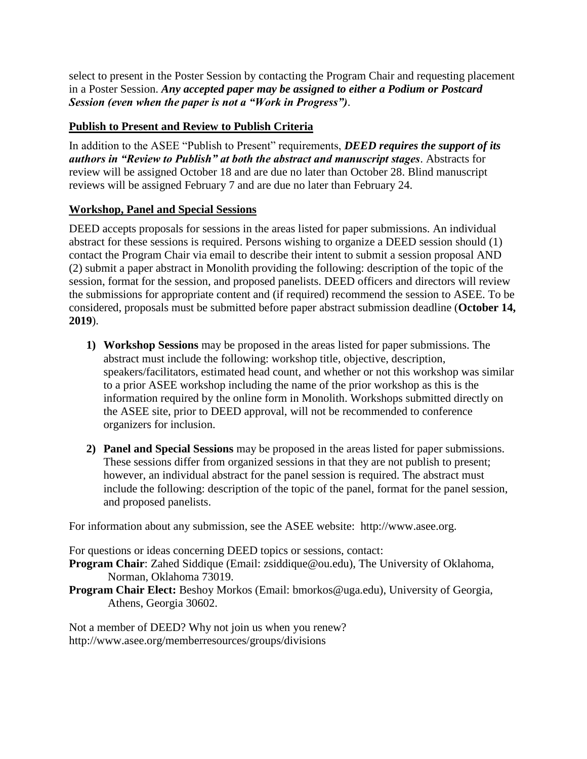select to present in the Poster Session by contacting the Program Chair and requesting placement in a Poster Session. ***Any accepted paper may be assigned to either a Podium or Postcard Session (even when the paper is not a "Work in Progress")***.

## Publish to Present and Review to Publish Criteria

In addition to the ASEE "Publish to Present" requirements, ***DEED requires the support of its authors in "Review to Publish" at both the abstract and manuscript stages***. Abstracts for review will be assigned October 18 and are due no later than October 28. Blind manuscript reviews will be assigned February 7 and are due no later than February 24.

## Workshop, Panel and Special Sessions

DEED accepts proposals for sessions in the areas listed for paper submissions. An individual abstract for these sessions is required. Persons wishing to organize a DEED session should (1) contact the Program Chair via email to describe their intent to submit a session proposal AND (2) submit a paper abstract in Monolith providing the following: description of the topic of the session, format for the session, and proposed panelists. DEED officers and directors will review the submissions for appropriate content and (if required) recommend the session to ASEE. To be considered, proposals must be submitted before paper abstract submission deadline (**October 14, 2019**).

1) **Workshop Sessions** may be proposed in the areas listed for paper submissions. The abstract must include the following: workshop title, objective, description, speakers/facilitators, estimated head count, and whether or not this workshop was similar to a prior ASEE workshop including the name of the prior workshop as this is the information required by the online form in Monolith. Workshops submitted directly on the ASEE site, prior to DEED approval, will not be recommended to conference organizers for inclusion.

2) **Panel and Special Sessions** may be proposed in the areas listed for paper submissions. These sessions differ from organized sessions in that they are not publish to present; however, an individual abstract for the panel session is required. The abstract must include the following: description of the topic of the panel, format for the panel session, and proposed panelists.

For information about any submission, see the ASEE website: http://www.asee.org.

For questions or ideas concerning DEED topics or sessions, contact:

**Program Chair**: Zahed Siddique (Email: zsiddique@ou.edu), The University of Oklahoma, Norman, Oklahoma 73019.

**Program Chair Elect:** Beshoy Morkos (Email: bmorkos@uga.edu), University of Georgia, Athens, Georgia 30602.

Not a member of DEED? Why not join us when you renew?
http://www.asee.org/memberresources/groups/divisions